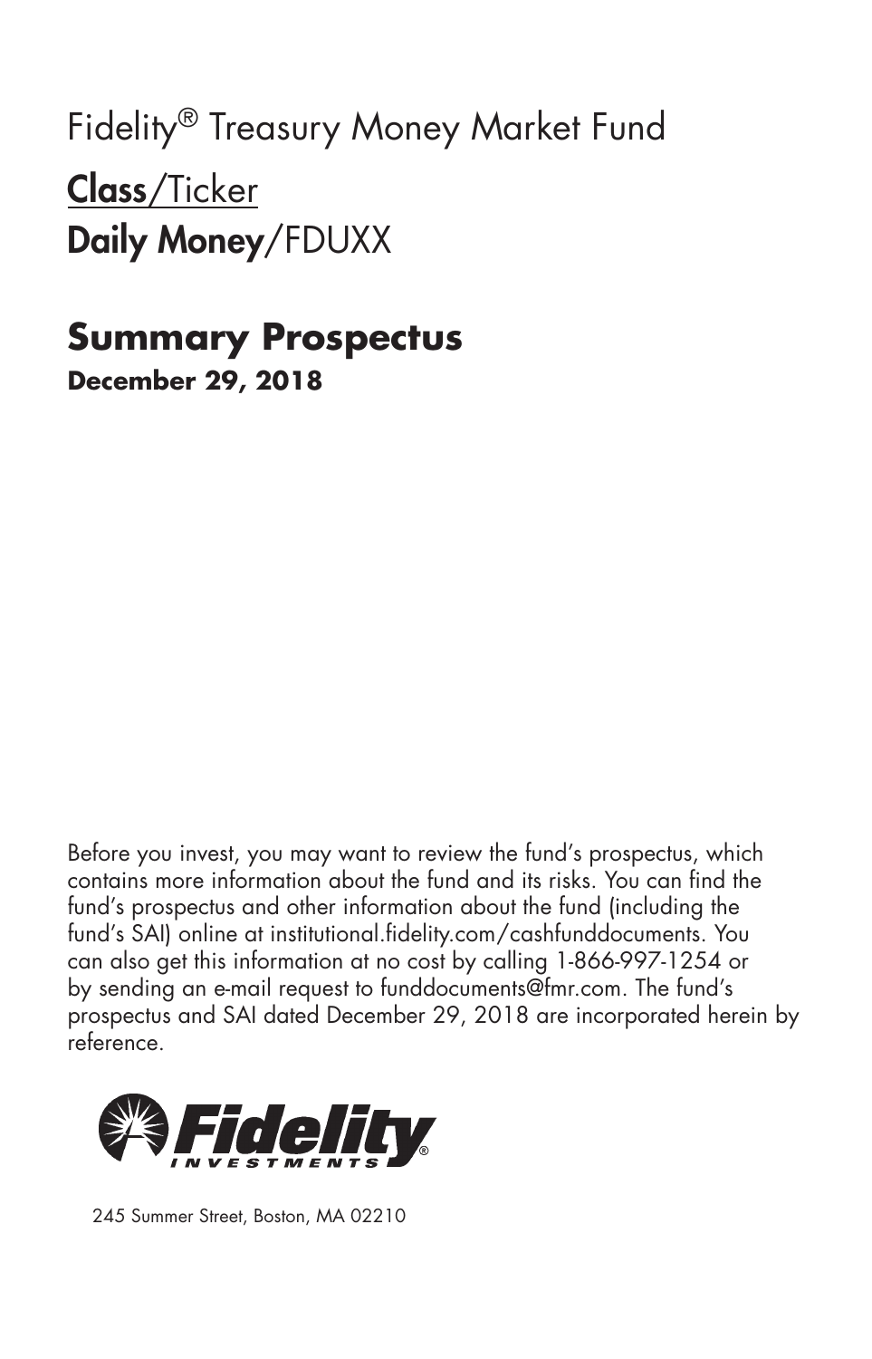# Fidelity® Treasury Money Market Fund

**Class**/Ticker
**Daily Money**/FDUXX

## Summary Prospectus

**December 29, 2018**

Before you invest, you may want to review the fund's prospectus, which contains more information about the fund and its risks. You can find the fund's prospectus and other information about the fund (including the fund's SAI) online at institutional.fidelity.com/cashfunddocuments. You can also get this information at no cost by calling 1-866-997-1254 or by sending an e-mail request to funddocuments@fmr.com. The fund's prospectus and SAI dated December 29, 2018 are incorporated herein by reference.

Fidelity INVESTMENTS®

245 Summer Street, Boston, MA 02210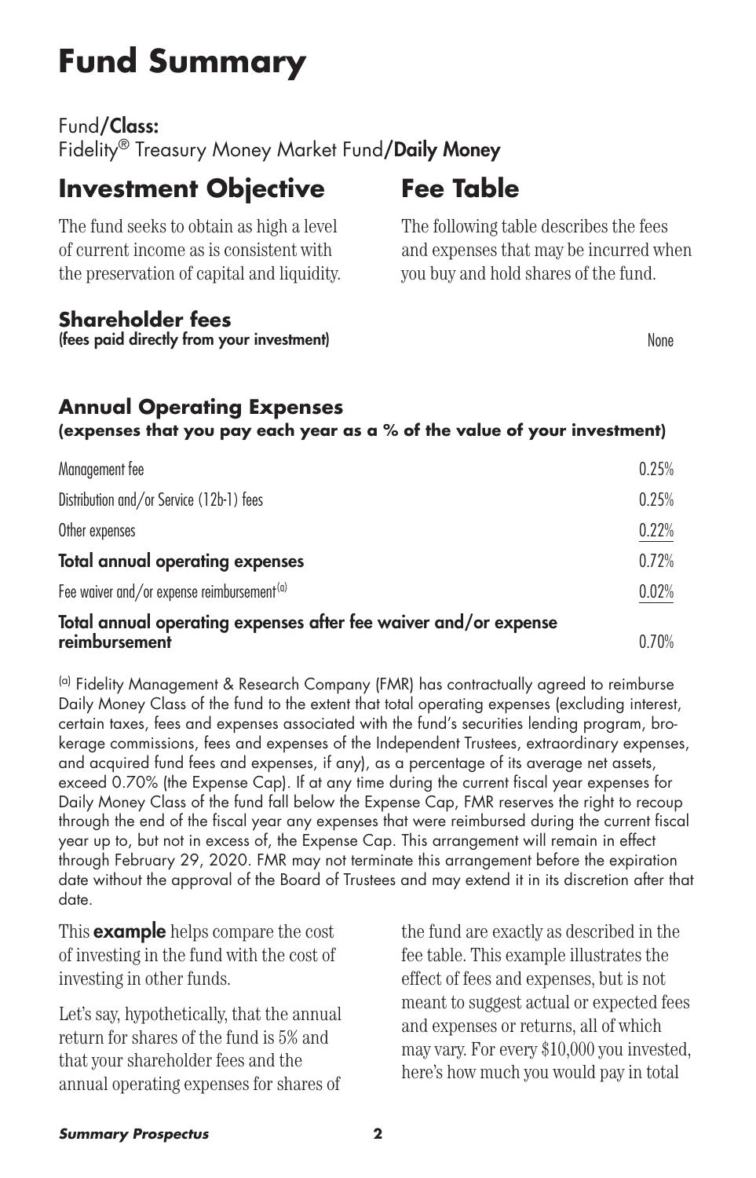# Fund Summary

Fund/**Class:**
Fidelity® Treasury Money Market Fund/**Daily Money**

## Investment Objective

The fund seeks to obtain as high a level of current income as is consistent with the preservation of capital and liquidity.

## Fee Table

The following table describes the fees and expenses that may be incurred when you buy and hold shares of the fund.

| **Shareholder fees** (fees paid directly from your investment) | None |
|---|---|

### Annual Operating Expenses
**(expenses that you pay each year as a % of the value of your investment)**

| | |
|---|---|
| Management fee | 0.25% |
| Distribution and/or Service (12b-1) fees | 0.25% |
| Other expenses | 0.22% |
| **Total annual operating expenses** | 0.72% |
| Fee waiver and/or expense reimbursement[a] | 0.02% |
| **Total annual operating expenses after fee waiver and/or expense reimbursement** | 0.70% |

[a] Fidelity Management & Research Company (FMR) has contractually agreed to reimburse Daily Money Class of the fund to the extent that total operating expenses (excluding interest, certain taxes, fees and expenses associated with the fund's securities lending program, brokerage commissions, fees and expenses of the Independent Trustees, extraordinary expenses, and acquired fund fees and expenses, if any), as a percentage of its average net assets, exceed 0.70% (the Expense Cap). If at any time during the current fiscal year expenses for Daily Money Class of the fund fall below the Expense Cap, FMR reserves the right to recoup through the end of the fiscal year any expenses that were reimbursed during the current fiscal year up to, but not in excess of, the Expense Cap. This arrangement will remain in effect through February 29, 2020. FMR may not terminate this arrangement before the expiration date without the approval of the Board of Trustees and may extend it in its discretion after that date.

This **example** helps compare the cost of investing in the fund with the cost of investing in other funds.

Let's say, hypothetically, that the annual return for shares of the fund is 5% and that your shareholder fees and the annual operating expenses for shares of the fund are exactly as described in the fee table. This example illustrates the effect of fees and expenses, but is not meant to suggest actual or expected fees and expenses or returns, all of which may vary. For every $10,000 you invested, here's how much you would pay in total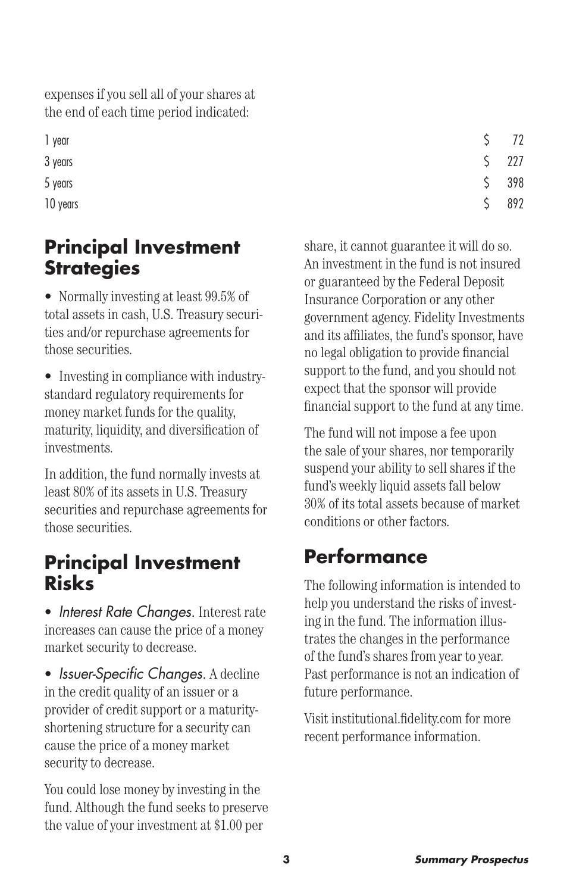expenses if you sell all of your shares at the end of each time period indicated:

| | |
|---|---|
| 1 year | $ 72 |
| 3 years | $ 227 |
| 5 years | $ 398 |
| 10 years | $ 892 |

## Principal Investment Strategies

- Normally investing at least 99.5% of total assets in cash, U.S. Treasury securities and/or repurchase agreements for those securities.
- Investing in compliance with industry-standard regulatory requirements for money market funds for the quality, maturity, liquidity, and diversification of investments.

In addition, the fund normally invests at least 80% of its assets in U.S. Treasury securities and repurchase agreements for those securities.

## Principal Investment Risks

- *Interest Rate Changes.* Interest rate increases can cause the price of a money market security to decrease.
- *Issuer-Specific Changes.* A decline in the credit quality of an issuer or a provider of credit support or a maturity-shortening structure for a security can cause the price of a money market security to decrease.

You could lose money by investing in the fund. Although the fund seeks to preserve the value of your investment at $1.00 per share, it cannot guarantee it will do so. An investment in the fund is not insured or guaranteed by the Federal Deposit Insurance Corporation or any other government agency. Fidelity Investments and its affiliates, the fund's sponsor, have no legal obligation to provide financial support to the fund, and you should not expect that the sponsor will provide financial support to the fund at any time.

The fund will not impose a fee upon the sale of your shares, nor temporarily suspend your ability to sell shares if the fund's weekly liquid assets fall below 30% of its total assets because of market conditions or other factors.

## Performance

The following information is intended to help you understand the risks of investing in the fund. The information illustrates the changes in the performance of the fund's shares from year to year. Past performance is not an indication of future performance.

Visit institutional.fidelity.com for more recent performance information.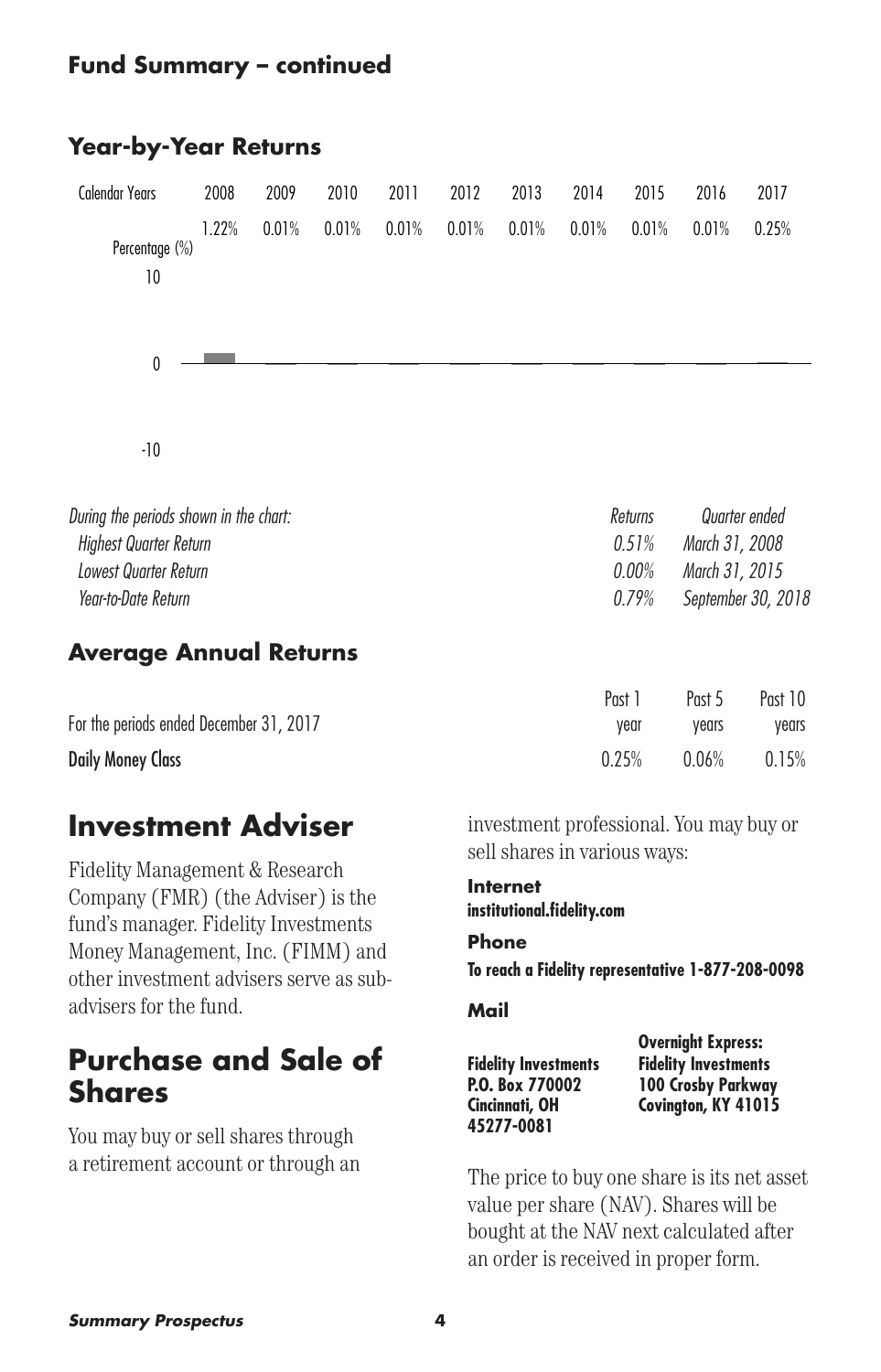## Fund Summary – continued

### Year-by-Year Returns

| Calendar Years | 2008 | 2009 | 2010 | 2011 | 2012 | 2013 | 2014 | 2015 | 2016 | 2017 |
|---|---|---|---|---|---|---|---|---|---|---|
| Percentage (%) | 1.22% | 0.01% | 0.01% | 0.01% | 0.01% | 0.01% | 0.01% | 0.01% | 0.01% | 0.25% |

| *During the periods shown in the chart:* | *Returns* | *Quarter ended* |
|---|---|---|
| *Highest Quarter Return* | *0.51%* | *March 31, 2008* |
| *Lowest Quarter Return* | *0.00%* | *March 31, 2015* |
| *Year-to-Date Return* | *0.79%* | *September 30, 2018* |

### Average Annual Returns

| For the periods ended December 31, 2017 | Past 1 year | Past 5 years | Past 10 years |
|---|---|---|---|
| **Daily Money Class** | 0.25% | 0.06% | 0.15% |

## Investment Adviser

Fidelity Management & Research Company (FMR) (the Adviser) is the fund's manager. Fidelity Investments Money Management, Inc. (FIMM) and other investment advisers serve as sub-advisers for the fund.

## Purchase and Sale of Shares

You may buy or sell shares through a retirement account or through an investment professional. You may buy or sell shares in various ways:

**Internet**

**institutional.fidelity.com**

**Phone**

**To reach a Fidelity representative 1-877-208-0098**

**Mail**

**Fidelity Investments**
**P.O. Box 770002**
**Cincinnati, OH**
**45277-0081**

**Overnight Express:**
**Fidelity Investments**
**100 Crosby Parkway**
**Covington, KY 41015**

The price to buy one share is its net asset value per share (NAV). Shares will be bought at the NAV next calculated after an order is received in proper form.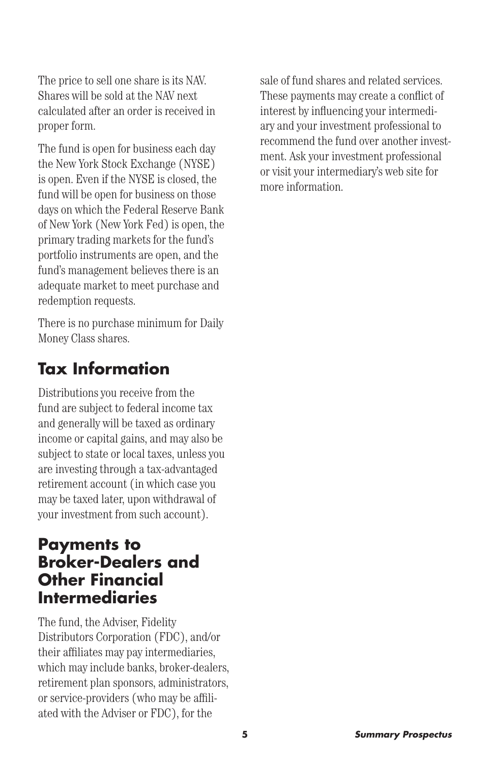The price to sell one share is its NAV. Shares will be sold at the NAV next calculated after an order is received in proper form.

The fund is open for business each day the New York Stock Exchange (NYSE) is open. Even if the NYSE is closed, the fund will be open for business on those days on which the Federal Reserve Bank of New York (New York Fed) is open, the primary trading markets for the fund's portfolio instruments are open, and the fund's management believes there is an adequate market to meet purchase and redemption requests.

There is no purchase minimum for Daily Money Class shares.

## Tax Information

Distributions you receive from the fund are subject to federal income tax and generally will be taxed as ordinary income or capital gains, and may also be subject to state or local taxes, unless you are investing through a tax-advantaged retirement account (in which case you may be taxed later, upon withdrawal of your investment from such account).

## Payments to Broker-Dealers and Other Financial Intermediaries

The fund, the Adviser, Fidelity Distributors Corporation (FDC), and/or their affiliates may pay intermediaries, which may include banks, broker-dealers, retirement plan sponsors, administrators, or service-providers (who may be affiliated with the Adviser or FDC), for the sale of fund shares and related services. These payments may create a conflict of interest by influencing your intermediary and your investment professional to recommend the fund over another investment. Ask your investment professional or visit your intermediary's web site for more information.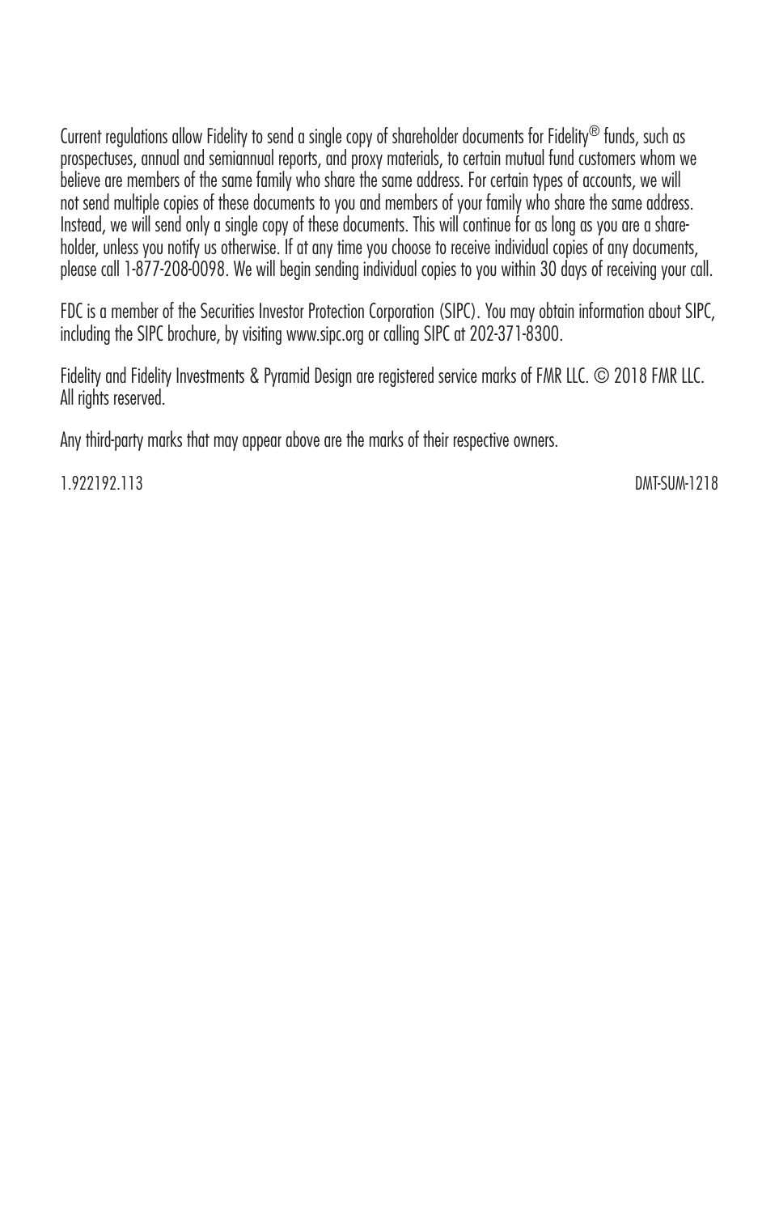Current regulations allow Fidelity to send a single copy of shareholder documents for Fidelity® funds, such as prospectuses, annual and semiannual reports, and proxy materials, to certain mutual fund customers whom we believe are members of the same family who share the same address. For certain types of accounts, we will not send multiple copies of these documents to you and members of your family who share the same address. Instead, we will send only a single copy of these documents. This will continue for as long as you are a shareholder, unless you notify us otherwise. If at any time you choose to receive individual copies of any documents, please call 1-877-208-0098. We will begin sending individual copies to you within 30 days of receiving your call.

FDC is a member of the Securities Investor Protection Corporation (SIPC). You may obtain information about SIPC, including the SIPC brochure, by visiting www.sipc.org or calling SIPC at 202-371-8300.

Fidelity and Fidelity Investments & Pyramid Design are registered service marks of FMR LLC. © 2018 FMR LLC. All rights reserved.

Any third-party marks that may appear above are the marks of their respective owners.

1.922192.113 DMT-SUM-1218